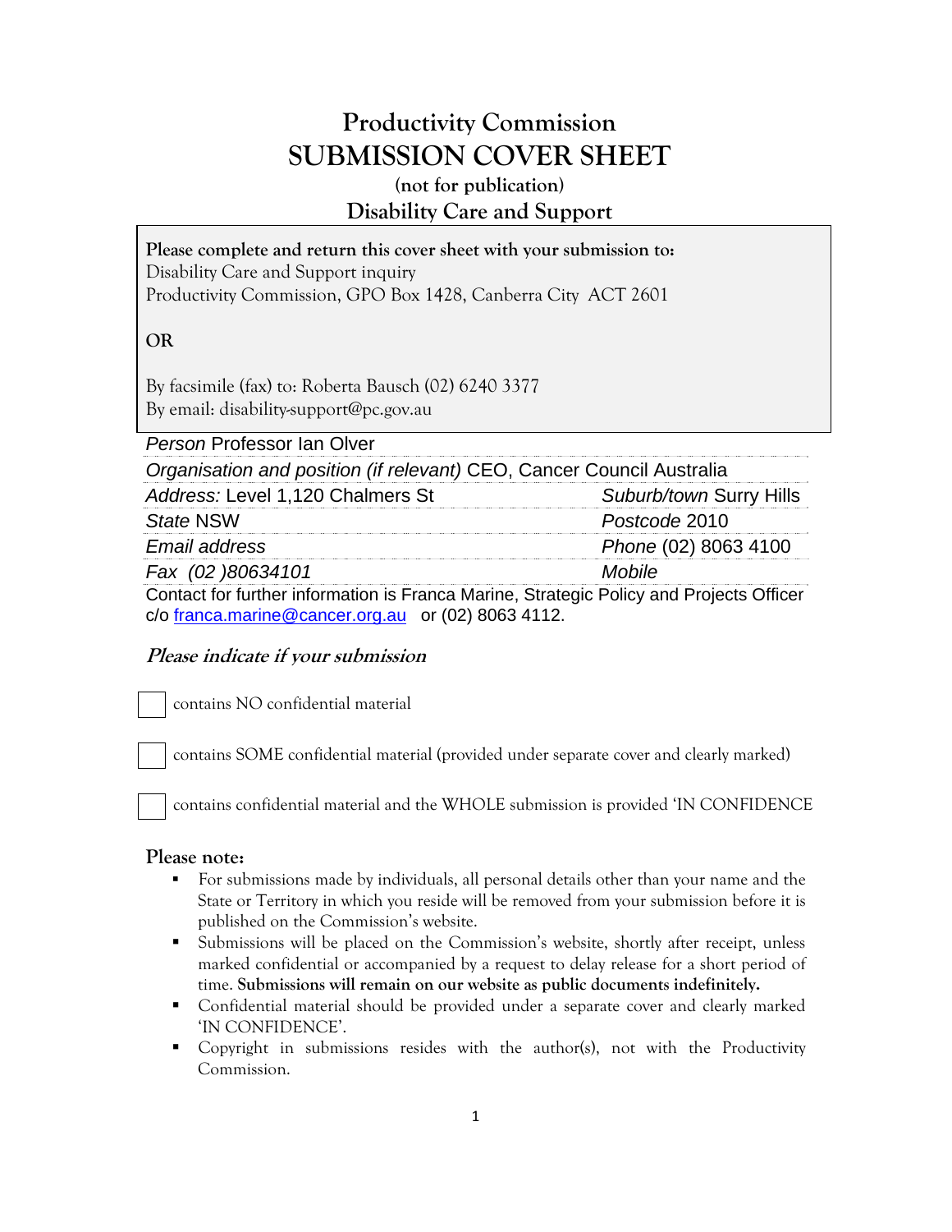# Productivity Commission
# SUBMISSION COVER SHEET
### (not for publication)
## Disability Care and Support

**Please complete and return this cover sheet with your submission to:**
Disability Care and Support inquiry
Productivity Commission, GPO Box 1428, Canberra City ACT 2601

**OR**

By facsimile (fax) to: Roberta Bausch (02) 6240 3377
By email: disability-support@pc.gov.au

| | |
|---|---|
| *Person* Professor Ian Olver | |
| *Organisation and position (if relevant)* CEO, Cancer Council Australia | |
| *Address:* Level 1,120 Chalmers St | *Suburb/town* Surry Hills |
| *State* NSW | *Postcode* 2010 |
| *Email address* | *Phone* (02) 8063 4100 |
| *Fax (02 )80634101* | *Mobile* |

Contact for further information is Franca Marine, Strategic Policy and Projects Officer c/o franca.marine@cancer.org.au or (02) 8063 4112.

***Please indicate if your submission***

☐ contains NO confidential material

☐ contains SOME confidential material (provided under separate cover and clearly marked)

☐ contains confidential material and the WHOLE submission is provided 'IN CONFIDENCE

**Please note:**

- For submissions made by individuals, all personal details other than your name and the State or Territory in which you reside will be removed from your submission before it is published on the Commission's website.
- Submissions will be placed on the Commission's website, shortly after receipt, unless marked confidential or accompanied by a request to delay release for a short period of time. **Submissions will remain on our website as public documents indefinitely.**
- Confidential material should be provided under a separate cover and clearly marked 'IN CONFIDENCE'.
- Copyright in submissions resides with the author(s), not with the Productivity Commission.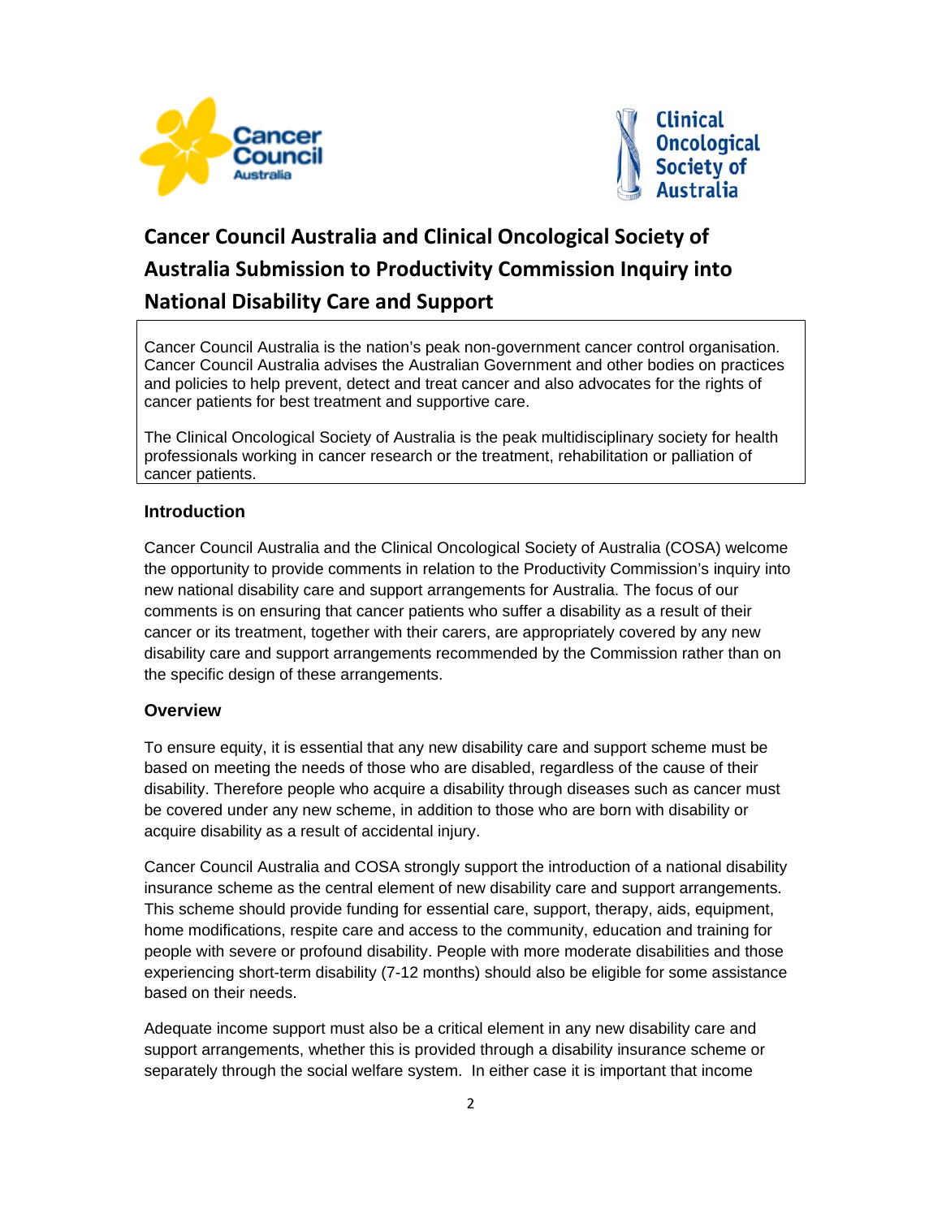# Cancer Council Australia and Clinical Oncological Society of Australia Submission to Productivity Commission Inquiry into National Disability Care and Support

Cancer Council Australia is the nation's peak non-government cancer control organisation. Cancer Council Australia advises the Australian Government and other bodies on practices and policies to help prevent, detect and treat cancer and also advocates for the rights of cancer patients for best treatment and supportive care.

The Clinical Oncological Society of Australia is the peak multidisciplinary society for health professionals working in cancer research or the treatment, rehabilitation or palliation of cancer patients.

### Introduction

Cancer Council Australia and the Clinical Oncological Society of Australia (COSA) welcome the opportunity to provide comments in relation to the Productivity Commission's inquiry into new national disability care and support arrangements for Australia. The focus of our comments is on ensuring that cancer patients who suffer a disability as a result of their cancer or its treatment, together with their carers, are appropriately covered by any new disability care and support arrangements recommended by the Commission rather than on the specific design of these arrangements.

### Overview

To ensure equity, it is essential that any new disability care and support scheme must be based on meeting the needs of those who are disabled, regardless of the cause of their disability. Therefore people who acquire a disability through diseases such as cancer must be covered under any new scheme, in addition to those who are born with disability or acquire disability as a result of accidental injury.

Cancer Council Australia and COSA strongly support the introduction of a national disability insurance scheme as the central element of new disability care and support arrangements. This scheme should provide funding for essential care, support, therapy, aids, equipment, home modifications, respite care and access to the community, education and training for people with severe or profound disability. People with more moderate disabilities and those experiencing short-term disability (7-12 months) should also be eligible for some assistance based on their needs.

Adequate income support must also be a critical element in any new disability care and support arrangements, whether this is provided through a disability insurance scheme or separately through the social welfare system. In either case it is important that income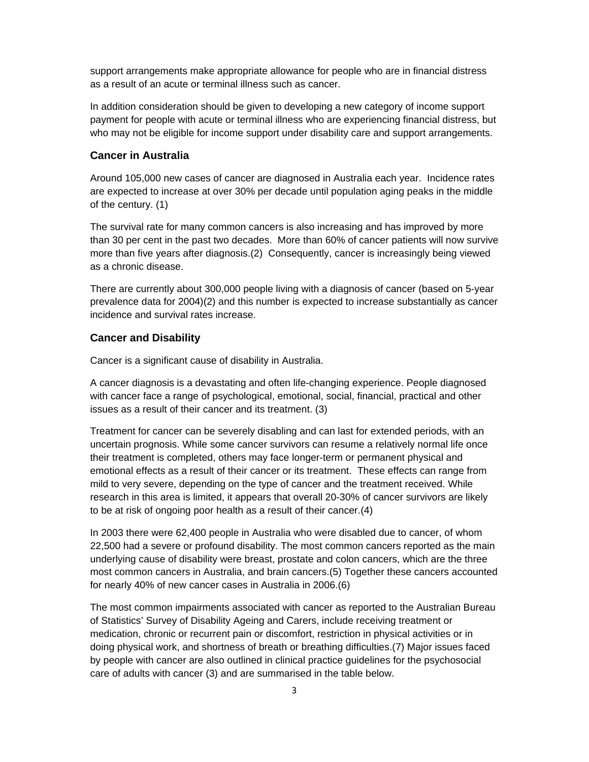support arrangements make appropriate allowance for people who are in financial distress as a result of an acute or terminal illness such as cancer.

In addition consideration should be given to developing a new category of income support payment for people with acute or terminal illness who are experiencing financial distress, but who may not be eligible for income support under disability care and support arrangements.

## Cancer in Australia

Around 105,000 new cases of cancer are diagnosed in Australia each year. Incidence rates are expected to increase at over 30% per decade until population aging peaks in the middle of the century. (1)

The survival rate for many common cancers is also increasing and has improved by more than 30 per cent in the past two decades. More than 60% of cancer patients will now survive more than five years after diagnosis.(2) Consequently, cancer is increasingly being viewed as a chronic disease.

There are currently about 300,000 people living with a diagnosis of cancer (based on 5-year prevalence data for 2004)(2) and this number is expected to increase substantially as cancer incidence and survival rates increase.

## Cancer and Disability

Cancer is a significant cause of disability in Australia.

A cancer diagnosis is a devastating and often life-changing experience. People diagnosed with cancer face a range of psychological, emotional, social, financial, practical and other issues as a result of their cancer and its treatment. (3)

Treatment for cancer can be severely disabling and can last for extended periods, with an uncertain prognosis. While some cancer survivors can resume a relatively normal life once their treatment is completed, others may face longer-term or permanent physical and emotional effects as a result of their cancer or its treatment. These effects can range from mild to very severe, depending on the type of cancer and the treatment received. While research in this area is limited, it appears that overall 20-30% of cancer survivors are likely to be at risk of ongoing poor health as a result of their cancer.(4)

In 2003 there were 62,400 people in Australia who were disabled due to cancer, of whom 22,500 had a severe or profound disability. The most common cancers reported as the main underlying cause of disability were breast, prostate and colon cancers, which are the three most common cancers in Australia, and brain cancers.(5) Together these cancers accounted for nearly 40% of new cancer cases in Australia in 2006.(6)

The most common impairments associated with cancer as reported to the Australian Bureau of Statistics' Survey of Disability Ageing and Carers, include receiving treatment or medication, chronic or recurrent pain or discomfort, restriction in physical activities or in doing physical work, and shortness of breath or breathing difficulties.(7) Major issues faced by people with cancer are also outlined in clinical practice guidelines for the psychosocial care of adults with cancer (3) and are summarised in the table below.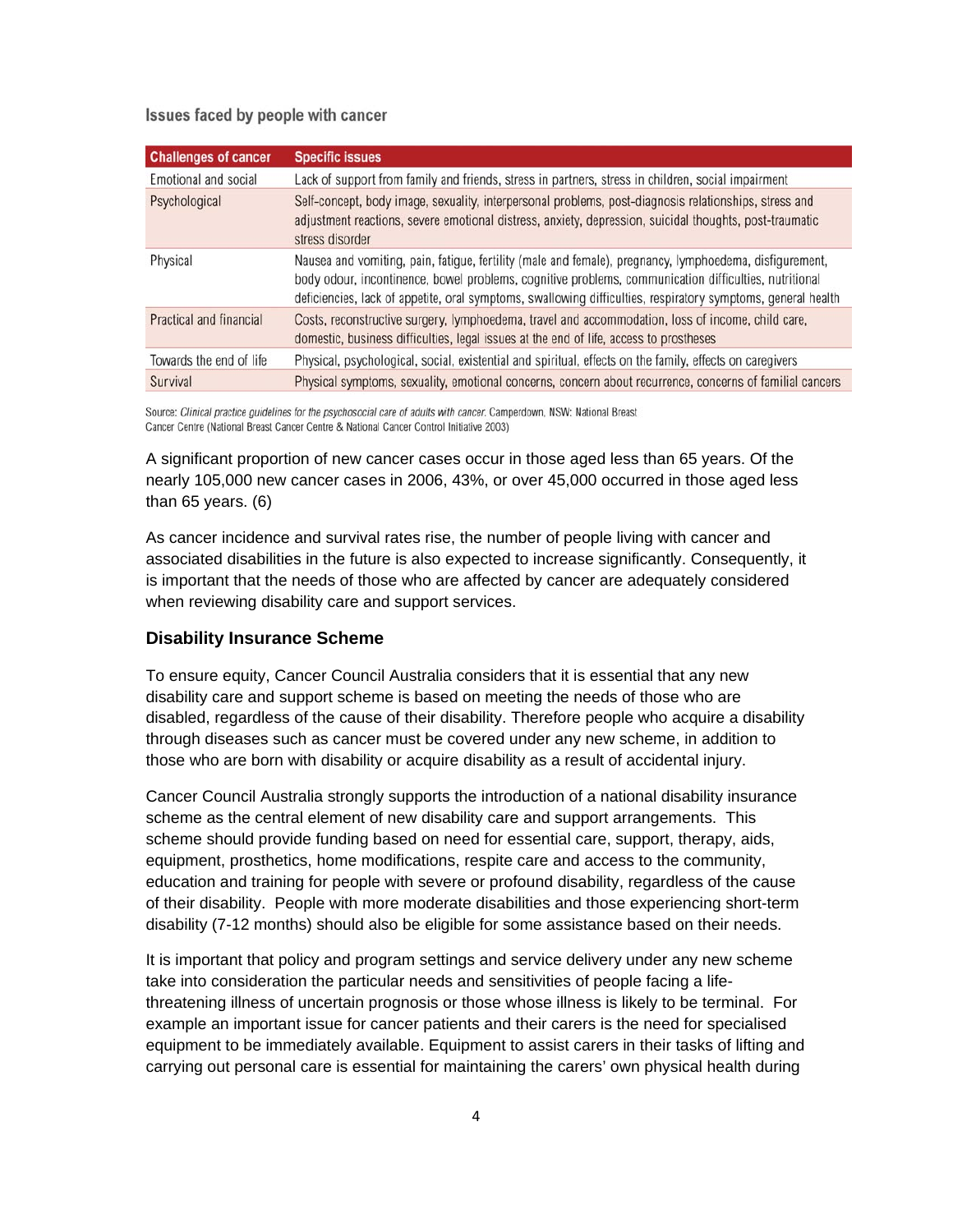Issues faced by people with cancer

| Challenges of cancer | Specific issues |
|---|---|
| Emotional and social | Lack of support from family and friends, stress in partners, stress in children, social impairment |
| Psychological | Self-concept, body image, sexuality, interpersonal problems, post-diagnosis relationships, stress and adjustment reactions, severe emotional distress, anxiety, depression, suicidal thoughts, post-traumatic stress disorder |
| Physical | Nausea and vomiting, pain, fatigue, fertility (male and female), pregnancy, lymphoedema, disfigurement, body odour, incontinence, bowel problems, cognitive problems, communication difficulties, nutritional deficiencies, lack of appetite, oral symptoms, swallowing difficulties, respiratory symptoms, general health |
| Practical and financial | Costs, reconstructive surgery, lymphoedema, travel and accommodation, loss of income, child care, domestic, business difficulties, legal issues at the end of life, access to prostheses |
| Towards the end of life | Physical, psychological, social, existential and spiritual, effects on the family, effects on caregivers |
| Survival | Physical symptoms, sexuality, emotional concerns, concern about recurrence, concerns of familial cancers |

Source: *Clinical practice guidelines for the psychosocial care of adults with cancer.* Camperdown, NSW: National Breast Cancer Centre (National Breast Cancer Centre & National Cancer Control Initiative 2003)

A significant proportion of new cancer cases occur in those aged less than 65 years. Of the nearly 105,000 new cancer cases in 2006, 43%, or over 45,000 occurred in those aged less than 65 years. (6)

As cancer incidence and survival rates rise, the number of people living with cancer and associated disabilities in the future is also expected to increase significantly. Consequently, it is important that the needs of those who are affected by cancer are adequately considered when reviewing disability care and support services.

## Disability Insurance Scheme

To ensure equity, Cancer Council Australia considers that it is essential that any new disability care and support scheme is based on meeting the needs of those who are disabled, regardless of the cause of their disability. Therefore people who acquire a disability through diseases such as cancer must be covered under any new scheme, in addition to those who are born with disability or acquire disability as a result of accidental injury.

Cancer Council Australia strongly supports the introduction of a national disability insurance scheme as the central element of new disability care and support arrangements. This scheme should provide funding based on need for essential care, support, therapy, aids, equipment, prosthetics, home modifications, respite care and access to the community, education and training for people with severe or profound disability, regardless of the cause of their disability. People with more moderate disabilities and those experiencing short-term disability (7-12 months) should also be eligible for some assistance based on their needs.

It is important that policy and program settings and service delivery under any new scheme take into consideration the particular needs and sensitivities of people facing a life-threatening illness of uncertain prognosis or those whose illness is likely to be terminal. For example an important issue for cancer patients and their carers is the need for specialised equipment to be immediately available. Equipment to assist carers in their tasks of lifting and carrying out personal care is essential for maintaining the carers' own physical health during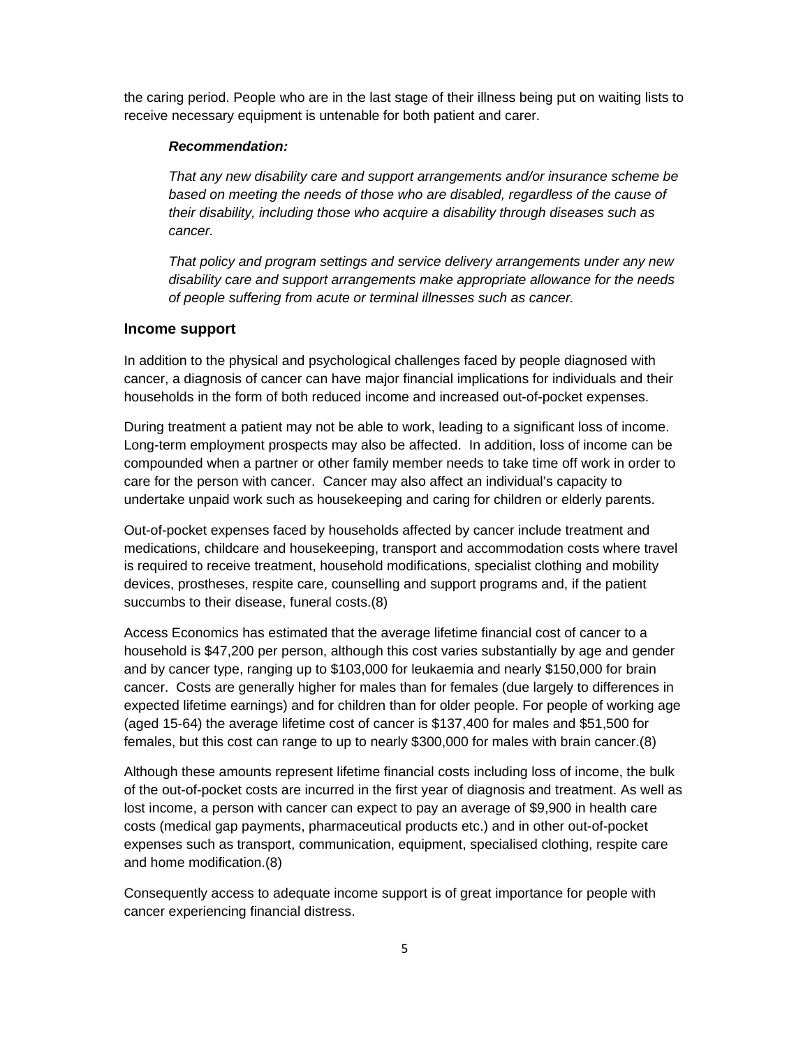the caring period. People who are in the last stage of their illness being put on waiting lists to receive necessary equipment is untenable for both patient and carer.

> ***Recommendation:***
>
> *That any new disability care and support arrangements and/or insurance scheme be based on meeting the needs of those who are disabled, regardless of the cause of their disability, including those who acquire a disability through diseases such as cancer.*
>
> *That policy and program settings and service delivery arrangements under any new disability care and support arrangements make appropriate allowance for the needs of people suffering from acute or terminal illnesses such as cancer.*

## Income support

In addition to the physical and psychological challenges faced by people diagnosed with cancer, a diagnosis of cancer can have major financial implications for individuals and their households in the form of both reduced income and increased out-of-pocket expenses.

During treatment a patient may not be able to work, leading to a significant loss of income. Long-term employment prospects may also be affected. In addition, loss of income can be compounded when a partner or other family member needs to take time off work in order to care for the person with cancer. Cancer may also affect an individual's capacity to undertake unpaid work such as housekeeping and caring for children or elderly parents.

Out-of-pocket expenses faced by households affected by cancer include treatment and medications, childcare and housekeeping, transport and accommodation costs where travel is required to receive treatment, household modifications, specialist clothing and mobility devices, prostheses, respite care, counselling and support programs and, if the patient succumbs to their disease, funeral costs.(8)

Access Economics has estimated that the average lifetime financial cost of cancer to a household is $47,200 per person, although this cost varies substantially by age and gender and by cancer type, ranging up to $103,000 for leukaemia and nearly $150,000 for brain cancer. Costs are generally higher for males than for females (due largely to differences in expected lifetime earnings) and for children than for older people. For people of working age (aged 15-64) the average lifetime cost of cancer is $137,400 for males and $51,500 for females, but this cost can range to up to nearly $300,000 for males with brain cancer.(8)

Although these amounts represent lifetime financial costs including loss of income, the bulk of the out-of-pocket costs are incurred in the first year of diagnosis and treatment. As well as lost income, a person with cancer can expect to pay an average of $9,900 in health care costs (medical gap payments, pharmaceutical products etc.) and in other out-of-pocket expenses such as transport, communication, equipment, specialised clothing, respite care and home modification.(8)

Consequently access to adequate income support is of great importance for people with cancer experiencing financial distress.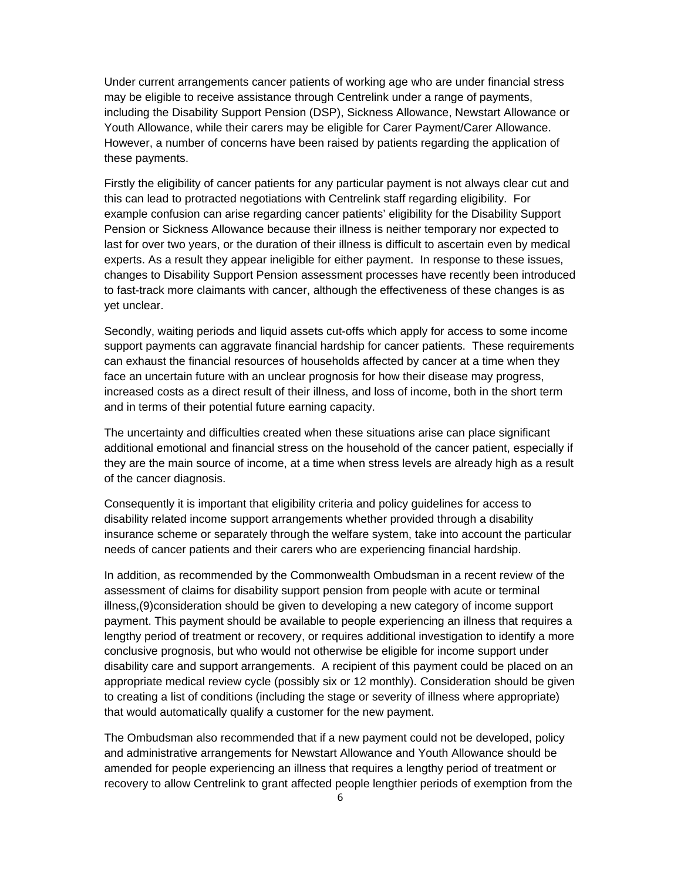Under current arrangements cancer patients of working age who are under financial stress may be eligible to receive assistance through Centrelink under a range of payments, including the Disability Support Pension (DSP), Sickness Allowance, Newstart Allowance or Youth Allowance, while their carers may be eligible for Carer Payment/Carer Allowance. However, a number of concerns have been raised by patients regarding the application of these payments.

Firstly the eligibility of cancer patients for any particular payment is not always clear cut and this can lead to protracted negotiations with Centrelink staff regarding eligibility. For example confusion can arise regarding cancer patients' eligibility for the Disability Support Pension or Sickness Allowance because their illness is neither temporary nor expected to last for over two years, or the duration of their illness is difficult to ascertain even by medical experts. As a result they appear ineligible for either payment. In response to these issues, changes to Disability Support Pension assessment processes have recently been introduced to fast-track more claimants with cancer, although the effectiveness of these changes is as yet unclear.

Secondly, waiting periods and liquid assets cut-offs which apply for access to some income support payments can aggravate financial hardship for cancer patients. These requirements can exhaust the financial resources of households affected by cancer at a time when they face an uncertain future with an unclear prognosis for how their disease may progress, increased costs as a direct result of their illness, and loss of income, both in the short term and in terms of their potential future earning capacity.

The uncertainty and difficulties created when these situations arise can place significant additional emotional and financial stress on the household of the cancer patient, especially if they are the main source of income, at a time when stress levels are already high as a result of the cancer diagnosis.

Consequently it is important that eligibility criteria and policy guidelines for access to disability related income support arrangements whether provided through a disability insurance scheme or separately through the welfare system, take into account the particular needs of cancer patients and their carers who are experiencing financial hardship.

In addition, as recommended by the Commonwealth Ombudsman in a recent review of the assessment of claims for disability support pension from people with acute or terminal illness,(9)consideration should be given to developing a new category of income support payment. This payment should be available to people experiencing an illness that requires a lengthy period of treatment or recovery, or requires additional investigation to identify a more conclusive prognosis, but who would not otherwise be eligible for income support under disability care and support arrangements. A recipient of this payment could be placed on an appropriate medical review cycle (possibly six or 12 monthly). Consideration should be given to creating a list of conditions (including the stage or severity of illness where appropriate) that would automatically qualify a customer for the new payment.

The Ombudsman also recommended that if a new payment could not be developed, policy and administrative arrangements for Newstart Allowance and Youth Allowance should be amended for people experiencing an illness that requires a lengthy period of treatment or recovery to allow Centrelink to grant affected people lengthier periods of exemption from the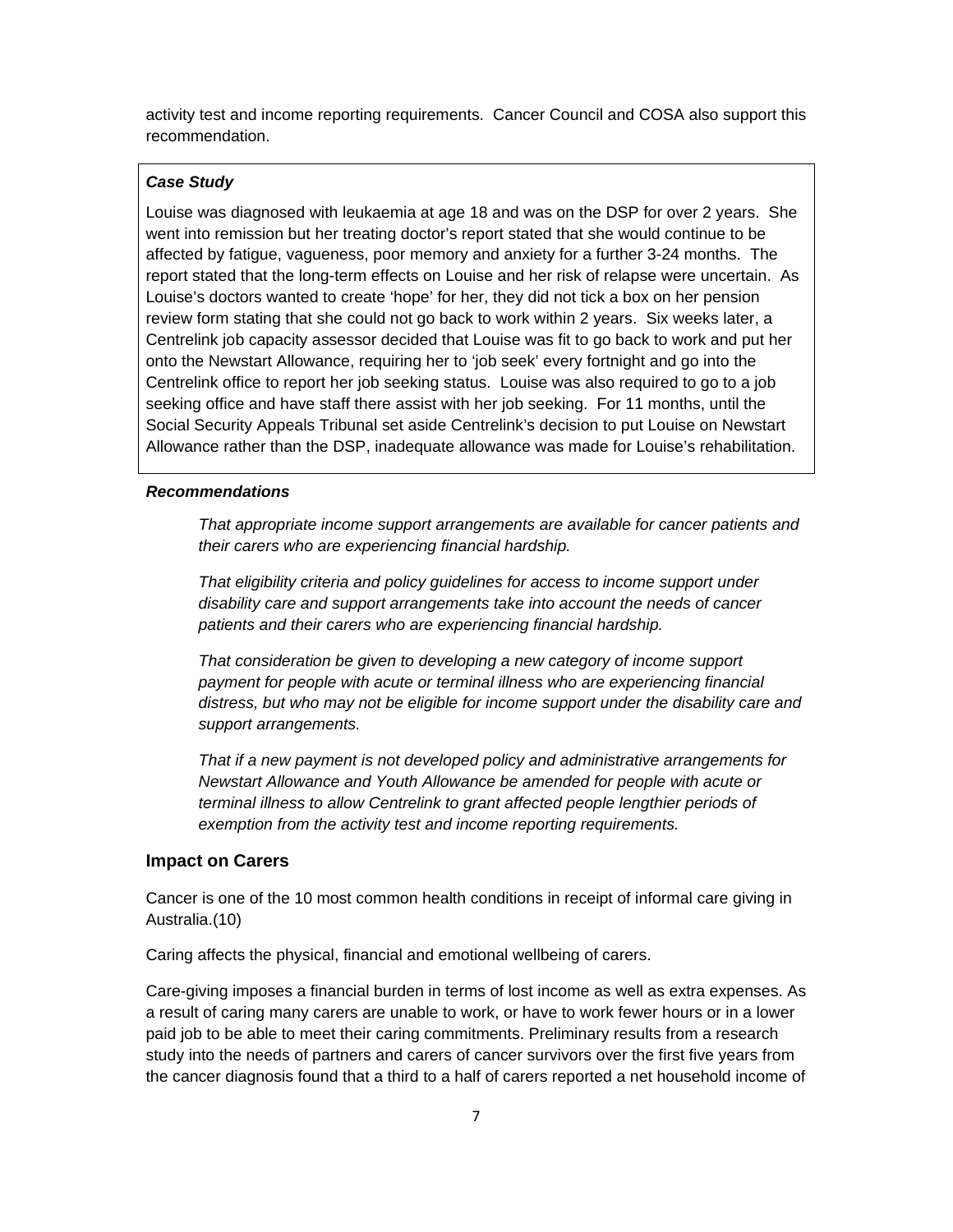activity test and income reporting requirements. Cancer Council and COSA also support this recommendation.

> ***Case Study***
>
> Louise was diagnosed with leukaemia at age 18 and was on the DSP for over 2 years. She went into remission but her treating doctor's report stated that she would continue to be affected by fatigue, vagueness, poor memory and anxiety for a further 3-24 months. The report stated that the long-term effects on Louise and her risk of relapse were uncertain. As Louise's doctors wanted to create 'hope' for her, they did not tick a box on her pension review form stating that she could not go back to work within 2 years. Six weeks later, a Centrelink job capacity assessor decided that Louise was fit to go back to work and put her onto the Newstart Allowance, requiring her to 'job seek' every fortnight and go into the Centrelink office to report her job seeking status. Louise was also required to go to a job seeking office and have staff there assist with her job seeking. For 11 months, until the Social Security Appeals Tribunal set aside Centrelink's decision to put Louise on Newstart Allowance rather than the DSP, inadequate allowance was made for Louise's rehabilitation.

***Recommendations***

*That appropriate income support arrangements are available for cancer patients and their carers who are experiencing financial hardship.*

*That eligibility criteria and policy guidelines for access to income support under disability care and support arrangements take into account the needs of cancer patients and their carers who are experiencing financial hardship.*

*That consideration be given to developing a new category of income support payment for people with acute or terminal illness who are experiencing financial distress, but who may not be eligible for income support under the disability care and support arrangements.*

*That if a new payment is not developed policy and administrative arrangements for Newstart Allowance and Youth Allowance be amended for people with acute or terminal illness to allow Centrelink to grant affected people lengthier periods of exemption from the activity test and income reporting requirements.*

## Impact on Carers

Cancer is one of the 10 most common health conditions in receipt of informal care giving in Australia.(10)

Caring affects the physical, financial and emotional wellbeing of carers.

Care-giving imposes a financial burden in terms of lost income as well as extra expenses. As a result of caring many carers are unable to work, or have to work fewer hours or in a lower paid job to be able to meet their caring commitments. Preliminary results from a research study into the needs of partners and carers of cancer survivors over the first five years from the cancer diagnosis found that a third to a half of carers reported a net household income of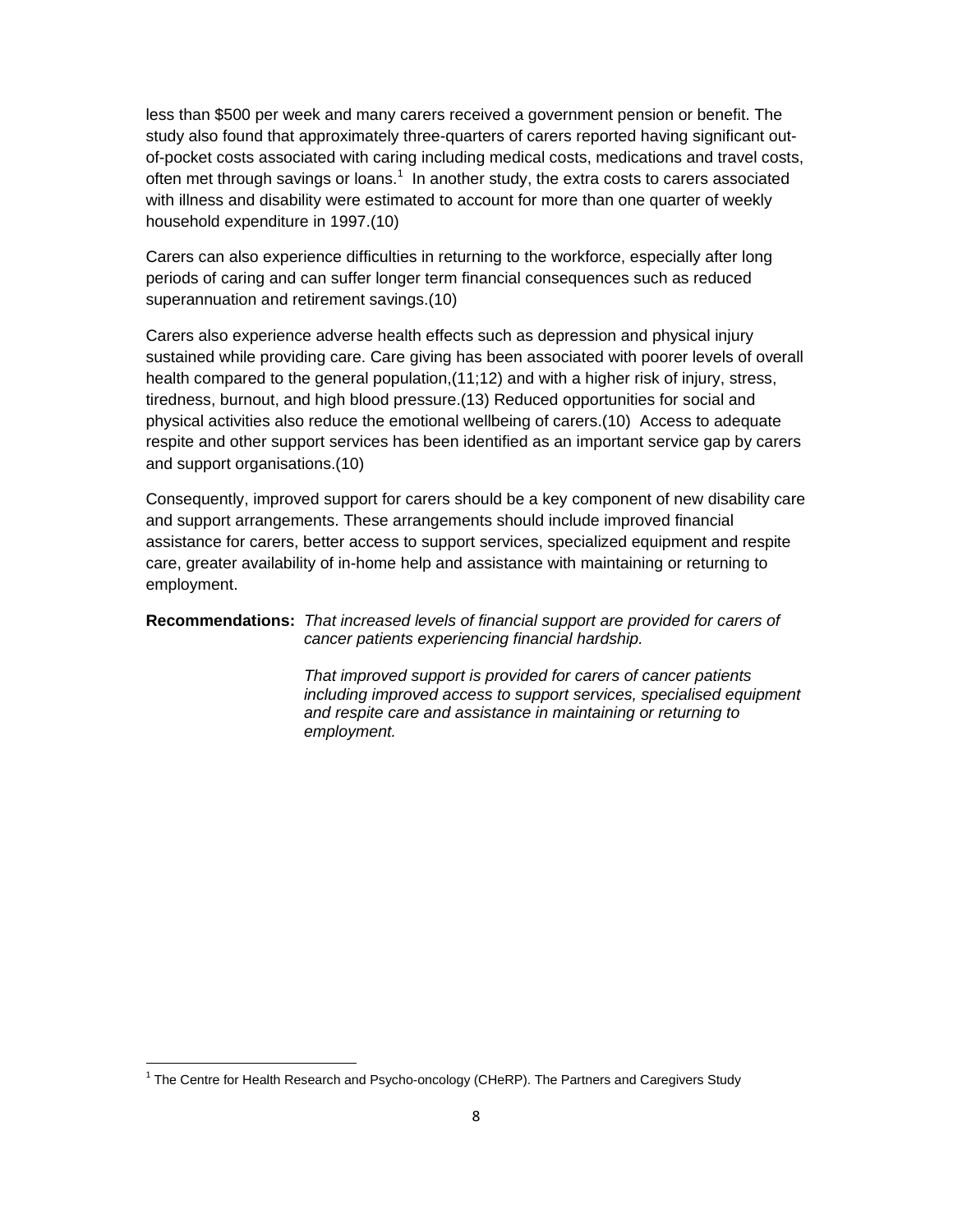less than $500 per week and many carers received a government pension or benefit. The study also found that approximately three-quarters of carers reported having significant out-of-pocket costs associated with caring including medical costs, medications and travel costs, often met through savings or loans.[1] In another study, the extra costs to carers associated with illness and disability were estimated to account for more than one quarter of weekly household expenditure in 1997.(10)

Carers can also experience difficulties in returning to the workforce, especially after long periods of caring and can suffer longer term financial consequences such as reduced superannuation and retirement savings.(10)

Carers also experience adverse health effects such as depression and physical injury sustained while providing care. Care giving has been associated with poorer levels of overall health compared to the general population,(11;12) and with a higher risk of injury, stress, tiredness, burnout, and high blood pressure.(13) Reduced opportunities for social and physical activities also reduce the emotional wellbeing of carers.(10) Access to adequate respite and other support services has been identified as an important service gap by carers and support organisations.(10)

Consequently, improved support for carers should be a key component of new disability care and support arrangements. These arrangements should include improved financial assistance for carers, better access to support services, specialized equipment and respite care, greater availability of in-home help and assistance with maintaining or returning to employment.

**Recommendations:** *That increased levels of financial support are provided for carers of cancer patients experiencing financial hardship.*

*That improved support is provided for carers of cancer patients including improved access to support services, specialised equipment and respite care and assistance in maintaining or returning to employment.*

[1] The Centre for Health Research and Psycho-oncology (CHeRP). The Partners and Caregivers Study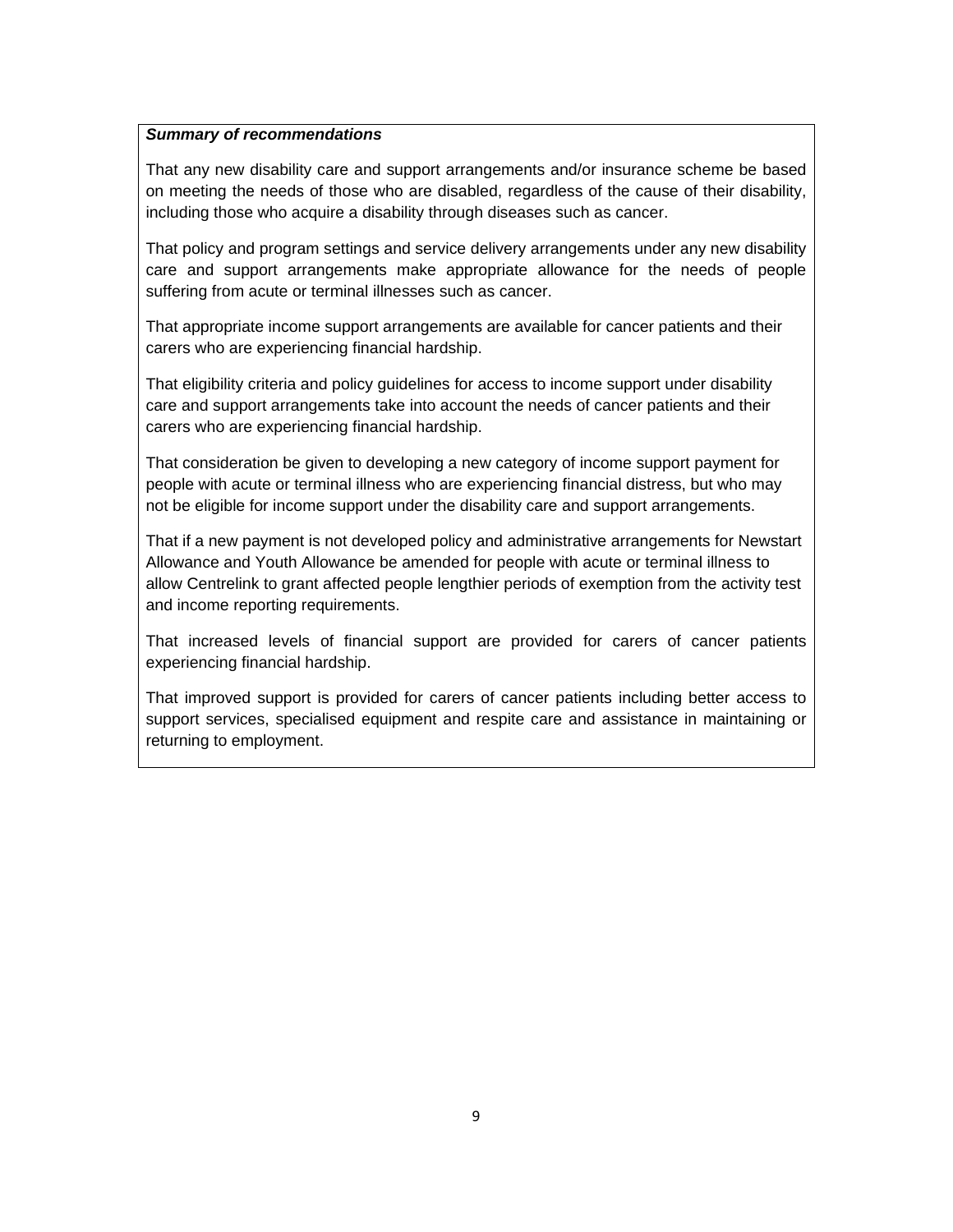***Summary of recommendations***

That any new disability care and support arrangements and/or insurance scheme be based on meeting the needs of those who are disabled, regardless of the cause of their disability, including those who acquire a disability through diseases such as cancer.

That policy and program settings and service delivery arrangements under any new disability care and support arrangements make appropriate allowance for the needs of people suffering from acute or terminal illnesses such as cancer.

That appropriate income support arrangements are available for cancer patients and their carers who are experiencing financial hardship.

That eligibility criteria and policy guidelines for access to income support under disability care and support arrangements take into account the needs of cancer patients and their carers who are experiencing financial hardship.

That consideration be given to developing a new category of income support payment for people with acute or terminal illness who are experiencing financial distress, but who may not be eligible for income support under the disability care and support arrangements.

That if a new payment is not developed policy and administrative arrangements for Newstart Allowance and Youth Allowance be amended for people with acute or terminal illness to allow Centrelink to grant affected people lengthier periods of exemption from the activity test and income reporting requirements.

That increased levels of financial support are provided for carers of cancer patients experiencing financial hardship.

That improved support is provided for carers of cancer patients including better access to support services, specialised equipment and respite care and assistance in maintaining or returning to employment.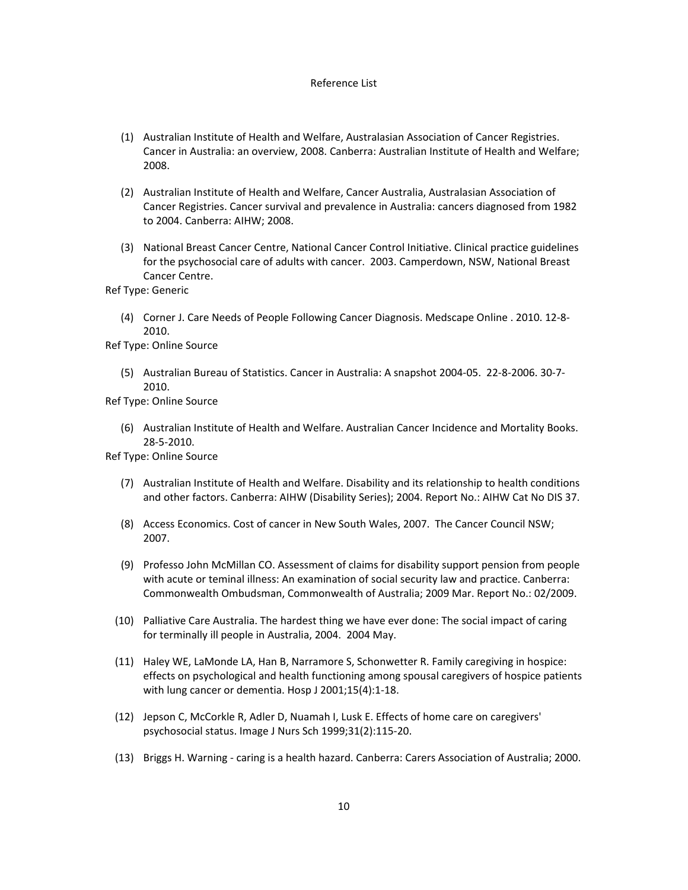Reference List

(1) Australian Institute of Health and Welfare, Australasian Association of Cancer Registries. Cancer in Australia: an overview, 2008. Canberra: Australian Institute of Health and Welfare; 2008.

(2) Australian Institute of Health and Welfare, Cancer Australia, Australasian Association of Cancer Registries. Cancer survival and prevalence in Australia: cancers diagnosed from 1982 to 2004. Canberra: AIHW; 2008.

(3) National Breast Cancer Centre, National Cancer Control Initiative. Clinical practice guidelines for the psychosocial care of adults with cancer. 2003. Camperdown, NSW, National Breast Cancer Centre.

Ref Type: Generic

(4) Corner J. Care Needs of People Following Cancer Diagnosis. Medscape Online . 2010. 12-8-2010.

Ref Type: Online Source

(5) Australian Bureau of Statistics. Cancer in Australia: A snapshot 2004-05. 22-8-2006. 30-7-2010.

Ref Type: Online Source

(6) Australian Institute of Health and Welfare. Australian Cancer Incidence and Mortality Books. 28-5-2010.

Ref Type: Online Source

(7) Australian Institute of Health and Welfare. Disability and its relationship to health conditions and other factors. Canberra: AIHW (Disability Series); 2004. Report No.: AIHW Cat No DIS 37.

(8) Access Economics. Cost of cancer in New South Wales, 2007. The Cancer Council NSW; 2007.

(9) Professo John McMillan CO. Assessment of claims for disability support pension from people with acute or teminal illness: An examination of social security law and practice. Canberra: Commonwealth Ombudsman, Commonwealth of Australia; 2009 Mar. Report No.: 02/2009.

(10) Palliative Care Australia. The hardest thing we have ever done: The social impact of caring for terminally ill people in Australia, 2004. 2004 May.

(11) Haley WE, LaMonde LA, Han B, Narramore S, Schonwetter R. Family caregiving in hospice: effects on psychological and health functioning among spousal caregivers of hospice patients with lung cancer or dementia. Hosp J 2001;15(4):1-18.

(12) Jepson C, McCorkle R, Adler D, Nuamah I, Lusk E. Effects of home care on caregivers' psychosocial status. Image J Nurs Sch 1999;31(2):115-20.

(13) Briggs H. Warning - caring is a health hazard. Canberra: Carers Association of Australia; 2000.